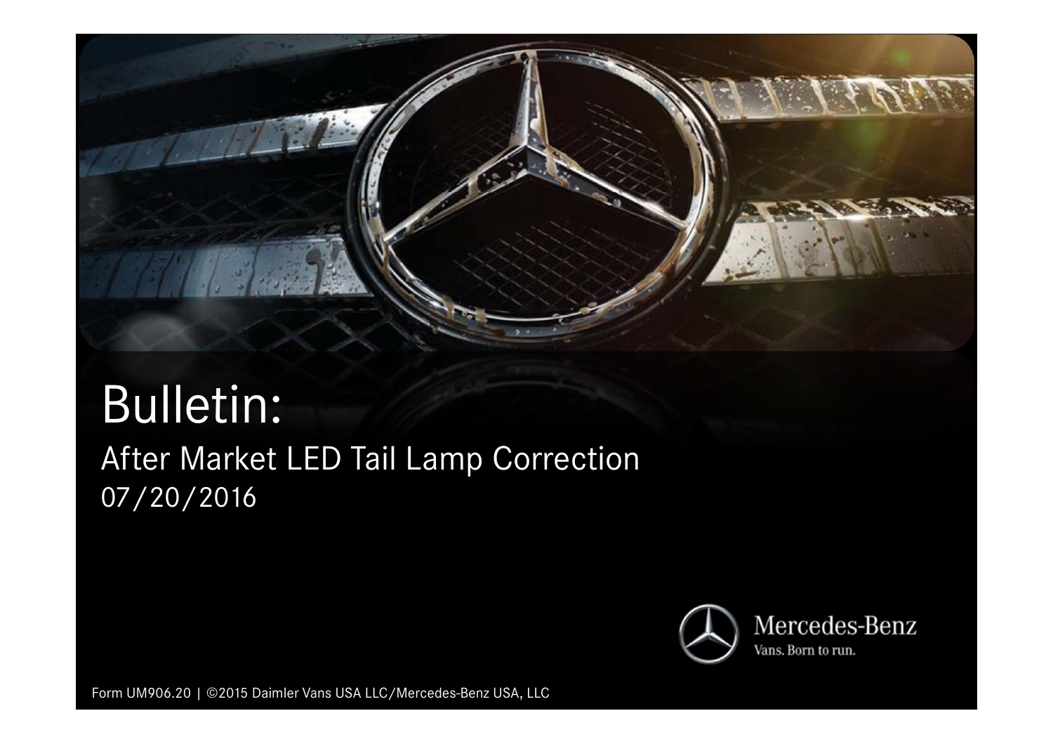# Bulletin:

## After Market LED Tail Lamp Correction

07/20/2016

Mercedes-Benz

Vans. Born to run.

Form UM906.20 | ©2015 Daimler Vans USA LLC/Mercedes-Benz USA, LLC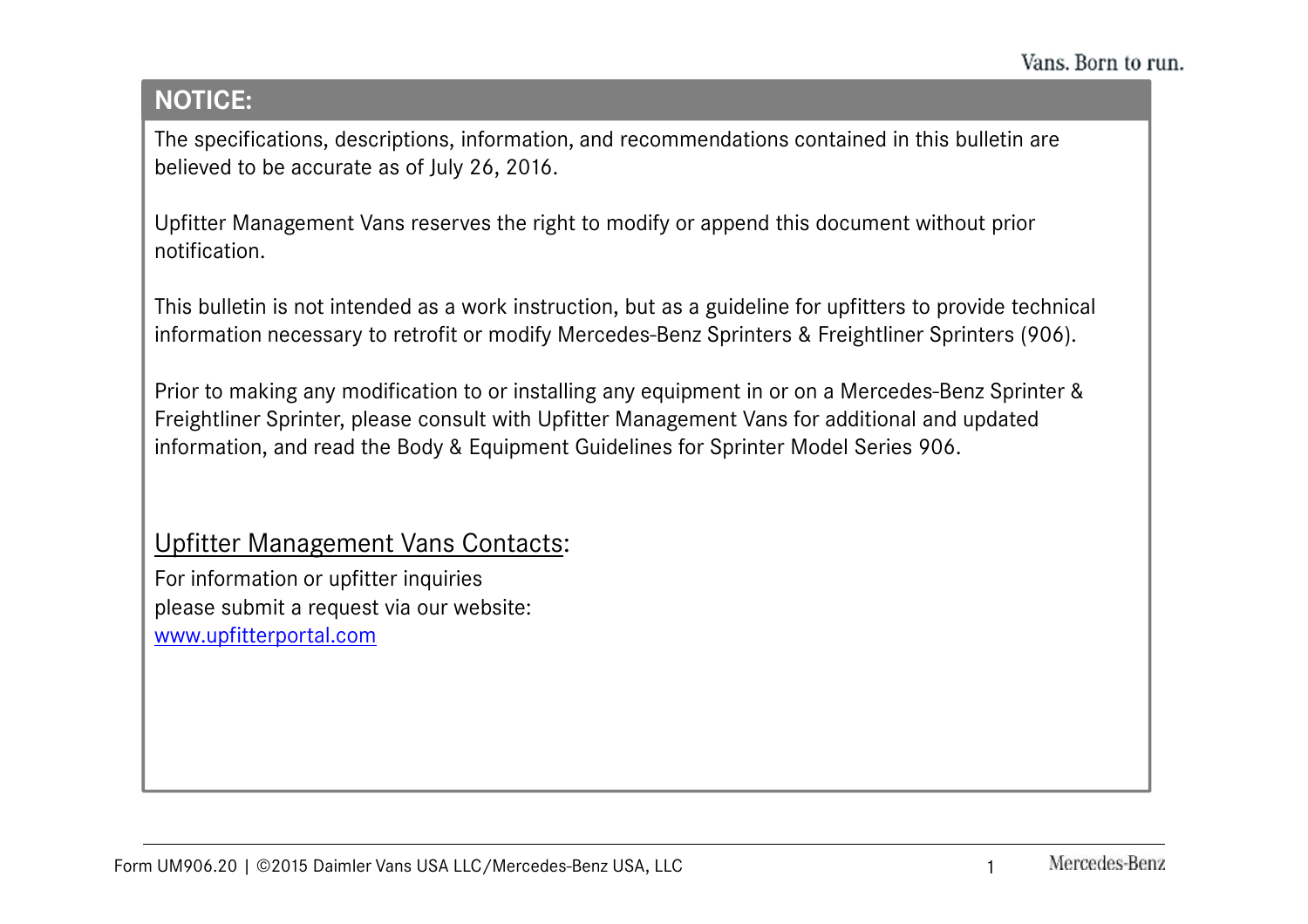## NOTICE:

The specifications, descriptions, information, and recommendations contained in this bulletin are believed to be accurate as of July 26, 2016.

Upfitter Management Vans reserves the right to modify or append this document without prior notification.

This bulletin is not intended as a work instruction, but as a guideline for upfitters to provide technical information necessary to retrofit or modify Mercedes-Benz Sprinters & Freightliner Sprinters (906).

Prior to making any modification to or installing any equipment in or on a Mercedes-Benz Sprinter & Freightliner Sprinter, please consult with Upfitter Management Vans for additional and updated information, and read the Body & Equipment Guidelines for Sprinter Model Series 906.

Upfitter Management Vans Contacts:

For information or upfitter inquiries
please submit a request via our website:
www.upfitterportal.com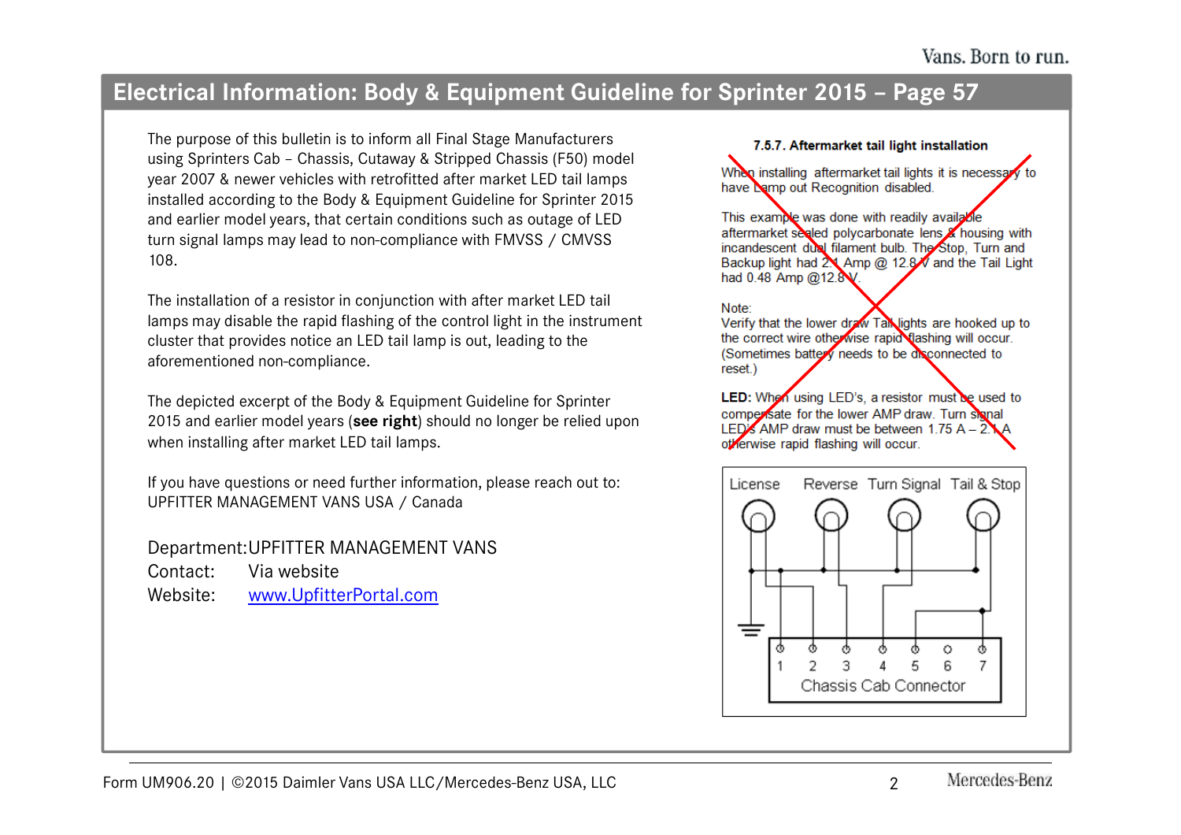# Electrical Information: Body & Equipment Guideline for Sprinter 2015 – Page 57

The purpose of this bulletin is to inform all Final Stage Manufacturers using Sprinters Cab – Chassis, Cutaway & Stripped Chassis (F50) model year 2007 & newer vehicles with retrofitted after market LED tail lamps installed according to the Body & Equipment Guideline for Sprinter 2015 and earlier model years, that certain conditions such as outage of LED turn signal lamps may lead to non-compliance with FMVSS / CMVSS 108.

The installation of a resistor in conjunction with after market LED tail lamps may disable the rapid flashing of the control light in the instrument cluster that provides notice an LED tail lamp is out, leading to the aforementioned non-compliance.

The depicted excerpt of the Body & Equipment Guideline for Sprinter 2015 and earlier model years (**see right**) should no longer be relied upon when installing after market LED tail lamps.

If you have questions or need further information, please reach out to:
UPFITTER MANAGEMENT VANS USA / Canada

Department: UPFITTER MANAGEMENT VANS
Contact: Via website
Website: www.UpfitterPortal.com

### 7.5.7. Aftermarket tail light installation

When installing aftermarket tail lights it is necessary to have Lamp out Recognition disabled.

This example was done with readily available aftermarket sealed polycarbonate lens & housing with incandescent dual filament bulb. The Stop, Turn and Backup light had 2.1 Amp @ 12.8 V and the Tail Light had 0.48 Amp @12.8 V.

Note:
Verify that the lower draw Tail lights are hooked up to the correct wire otherwise rapid flashing will occur. (Sometimes battery needs to be disconnected to reset.)

**LED:** When using LED's, a resistor must be used to compensate for the lower AMP draw. Turn signal LED's AMP draw must be between 1.75 A – 2.1 A otherwise rapid flashing will occur.

License
Reverse
Turn Signal
Tail & Stop
1 2 3 4 5 6 7
Chassis Cab Connector

Form UM906.20 | ©2015 Daimler Vans USA LLC/Mercedes-Benz USA, LLC